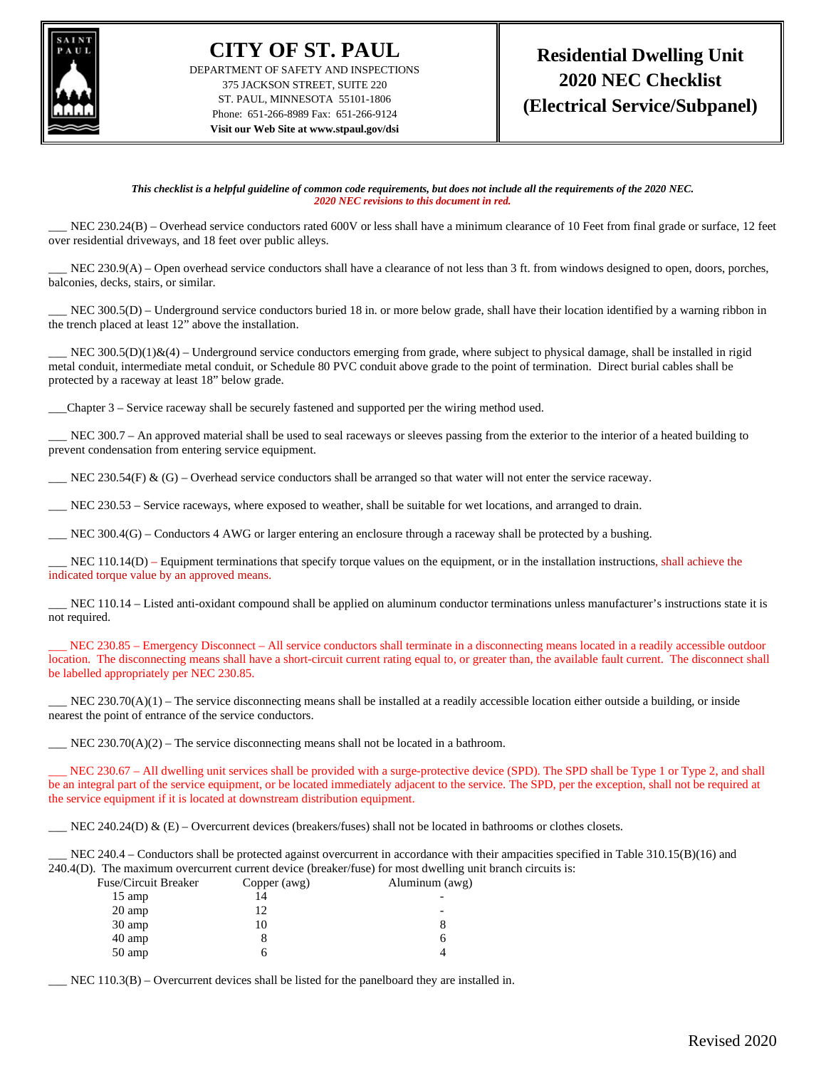# CITY OF ST. PAUL

DEPARTMENT OF SAFETY AND INSPECTIONS
375 JACKSON STREET, SUITE 220
ST. PAUL, MINNESOTA 55101-1806
Phone: 651-266-8989 Fax: 651-266-9124
**Visit our Web Site at www.stpaul.gov/dsi**

# Residential Dwelling Unit 2020 NEC Checklist (Electrical Service/Subpanel)

***This checklist is a helpful guideline of common code requirements, but does not include all the requirements of the 2020 NEC.***
***2020 NEC revisions to this document in red.***

___ NEC 230.24(B) – Overhead service conductors rated 600V or less shall have a minimum clearance of 10 Feet from final grade or surface, 12 feet over residential driveways, and 18 feet over public alleys.

___ NEC 230.9(A) – Open overhead service conductors shall have a clearance of not less than 3 ft. from windows designed to open, doors, porches, balconies, decks, stairs, or similar.

___ NEC 300.5(D) – Underground service conductors buried 18 in. or more below grade, shall have their location identified by a warning ribbon in the trench placed at least 12" above the installation.

___ NEC 300.5(D)(1)&(4) – Underground service conductors emerging from grade, where subject to physical damage, shall be installed in rigid metal conduit, intermediate metal conduit, or Schedule 80 PVC conduit above grade to the point of termination. Direct burial cables shall be protected by a raceway at least 18" below grade.

___Chapter 3 – Service raceway shall be securely fastened and supported per the wiring method used.

___ NEC 300.7 – An approved material shall be used to seal raceways or sleeves passing from the exterior to the interior of a heated building to prevent condensation from entering service equipment.

___ NEC 230.54(F) & (G) – Overhead service conductors shall be arranged so that water will not enter the service raceway.

___ NEC 230.53 – Service raceways, where exposed to weather, shall be suitable for wet locations, and arranged to drain.

___ NEC 300.4(G) – Conductors 4 AWG or larger entering an enclosure through a raceway shall be protected by a bushing.

___ NEC 110.14(D) – Equipment terminations that specify torque values on the equipment, or in the installation instructions, shall achieve the indicated torque value by an approved means.

___ NEC 110.14 – Listed anti-oxidant compound shall be applied on aluminum conductor terminations unless manufacturer's instructions state it is not required.

___ NEC 230.85 – Emergency Disconnect – All service conductors shall terminate in a disconnecting means located in a readily accessible outdoor location. The disconnecting means shall have a short-circuit current rating equal to, or greater than, the available fault current. The disconnect shall be labelled appropriately per NEC 230.85.

___ NEC 230.70(A)(1) – The service disconnecting means shall be installed at a readily accessible location either outside a building, or inside nearest the point of entrance of the service conductors.

___ NEC 230.70(A)(2) – The service disconnecting means shall not be located in a bathroom.

___ NEC 230.67 – All dwelling unit services shall be provided with a surge-protective device (SPD). The SPD shall be Type 1 or Type 2, and shall be an integral part of the service equipment, or be located immediately adjacent to the service. The SPD, per the exception, shall not be required at the service equipment if it is located at downstream distribution equipment.

___ NEC 240.24(D) & (E) – Overcurrent devices (breakers/fuses) shall not be located in bathrooms or clothes closets.

___ NEC 240.4 – Conductors shall be protected against overcurrent in accordance with their ampacities specified in Table 310.15(B)(16) and 240.4(D). The maximum overcurrent current device (breaker/fuse) for most dwelling unit branch circuits is:

| Fuse/Circuit Breaker | Copper (awg) | Aluminum (awg) |
|---|---|---|
| 15 amp | 14 | - |
| 20 amp | 12 | - |
| 30 amp | 10 | 8 |
| 40 amp | 8 | 6 |
| 50 amp | 6 | 4 |

___ NEC 110.3(B) – Overcurrent devices shall be listed for the panelboard they are installed in.

Revised 2020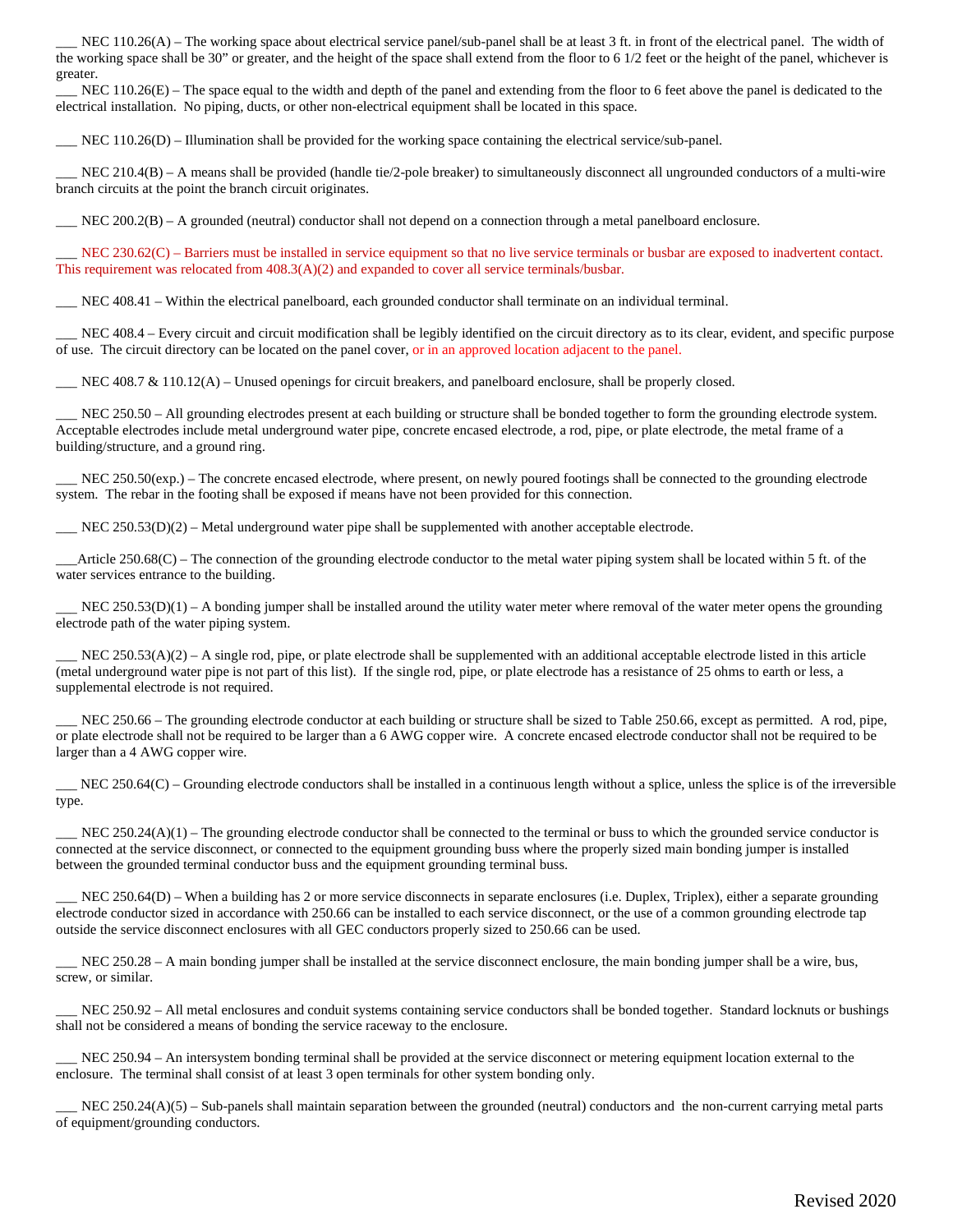___ NEC 110.26(A) – The working space about electrical service panel/sub-panel shall be at least 3 ft. in front of the electrical panel. The width of the working space shall be 30" or greater, and the height of the space shall extend from the floor to 6 1/2 feet or the height of the panel, whichever is greater.

___ NEC 110.26(E) – The space equal to the width and depth of the panel and extending from the floor to 6 feet above the panel is dedicated to the electrical installation. No piping, ducts, or other non-electrical equipment shall be located in this space.

___ NEC 110.26(D) – Illumination shall be provided for the working space containing the electrical service/sub-panel.

___ NEC 210.4(B) – A means shall be provided (handle tie/2-pole breaker) to simultaneously disconnect all ungrounded conductors of a multi-wire branch circuits at the point the branch circuit originates.

___ NEC 200.2(B) – A grounded (neutral) conductor shall not depend on a connection through a metal panelboard enclosure.

___ NEC 230.62(C) – Barriers must be installed in service equipment so that no live service terminals or busbar are exposed to inadvertent contact. This requirement was relocated from 408.3(A)(2) and expanded to cover all service terminals/busbar.

___ NEC 408.41 – Within the electrical panelboard, each grounded conductor shall terminate on an individual terminal.

___ NEC 408.4 – Every circuit and circuit modification shall be legibly identified on the circuit directory as to its clear, evident, and specific purpose of use. The circuit directory can be located on the panel cover, or in an approved location adjacent to the panel.

___ NEC 408.7 & 110.12(A) – Unused openings for circuit breakers, and panelboard enclosure, shall be properly closed.

___ NEC 250.50 – All grounding electrodes present at each building or structure shall be bonded together to form the grounding electrode system. Acceptable electrodes include metal underground water pipe, concrete encased electrode, a rod, pipe, or plate electrode, the metal frame of a building/structure, and a ground ring.

___ NEC 250.50(exp.) – The concrete encased electrode, where present, on newly poured footings shall be connected to the grounding electrode system. The rebar in the footing shall be exposed if means have not been provided for this connection.

___ NEC 250.53(D)(2) – Metal underground water pipe shall be supplemented with another acceptable electrode.

___Article 250.68(C) – The connection of the grounding electrode conductor to the metal water piping system shall be located within 5 ft. of the water services entrance to the building.

___ NEC 250.53(D)(1) – A bonding jumper shall be installed around the utility water meter where removal of the water meter opens the grounding electrode path of the water piping system.

___ NEC 250.53(A)(2) – A single rod, pipe, or plate electrode shall be supplemented with an additional acceptable electrode listed in this article (metal underground water pipe is not part of this list). If the single rod, pipe, or plate electrode has a resistance of 25 ohms to earth or less, a supplemental electrode is not required.

___ NEC 250.66 – The grounding electrode conductor at each building or structure shall be sized to Table 250.66, except as permitted. A rod, pipe, or plate electrode shall not be required to be larger than a 6 AWG copper wire. A concrete encased electrode conductor shall not be required to be larger than a 4 AWG copper wire.

___ NEC 250.64(C) – Grounding electrode conductors shall be installed in a continuous length without a splice, unless the splice is of the irreversible type.

___ NEC 250.24(A)(1) – The grounding electrode conductor shall be connected to the terminal or buss to which the grounded service conductor is connected at the service disconnect, or connected to the equipment grounding buss where the properly sized main bonding jumper is installed between the grounded terminal conductor buss and the equipment grounding terminal buss.

___ NEC 250.64(D) – When a building has 2 or more service disconnects in separate enclosures (i.e. Duplex, Triplex), either a separate grounding electrode conductor sized in accordance with 250.66 can be installed to each service disconnect, or the use of a common grounding electrode tap outside the service disconnect enclosures with all GEC conductors properly sized to 250.66 can be used.

___ NEC 250.28 – A main bonding jumper shall be installed at the service disconnect enclosure, the main bonding jumper shall be a wire, bus, screw, or similar.

___ NEC 250.92 – All metal enclosures and conduit systems containing service conductors shall be bonded together. Standard locknuts or bushings shall not be considered a means of bonding the service raceway to the enclosure.

___ NEC 250.94 – An intersystem bonding terminal shall be provided at the service disconnect or metering equipment location external to the enclosure. The terminal shall consist of at least 3 open terminals for other system bonding only.

___ NEC 250.24(A)(5) – Sub-panels shall maintain separation between the grounded (neutral) conductors and the non-current carrying metal parts of equipment/grounding conductors.

Revised 2020